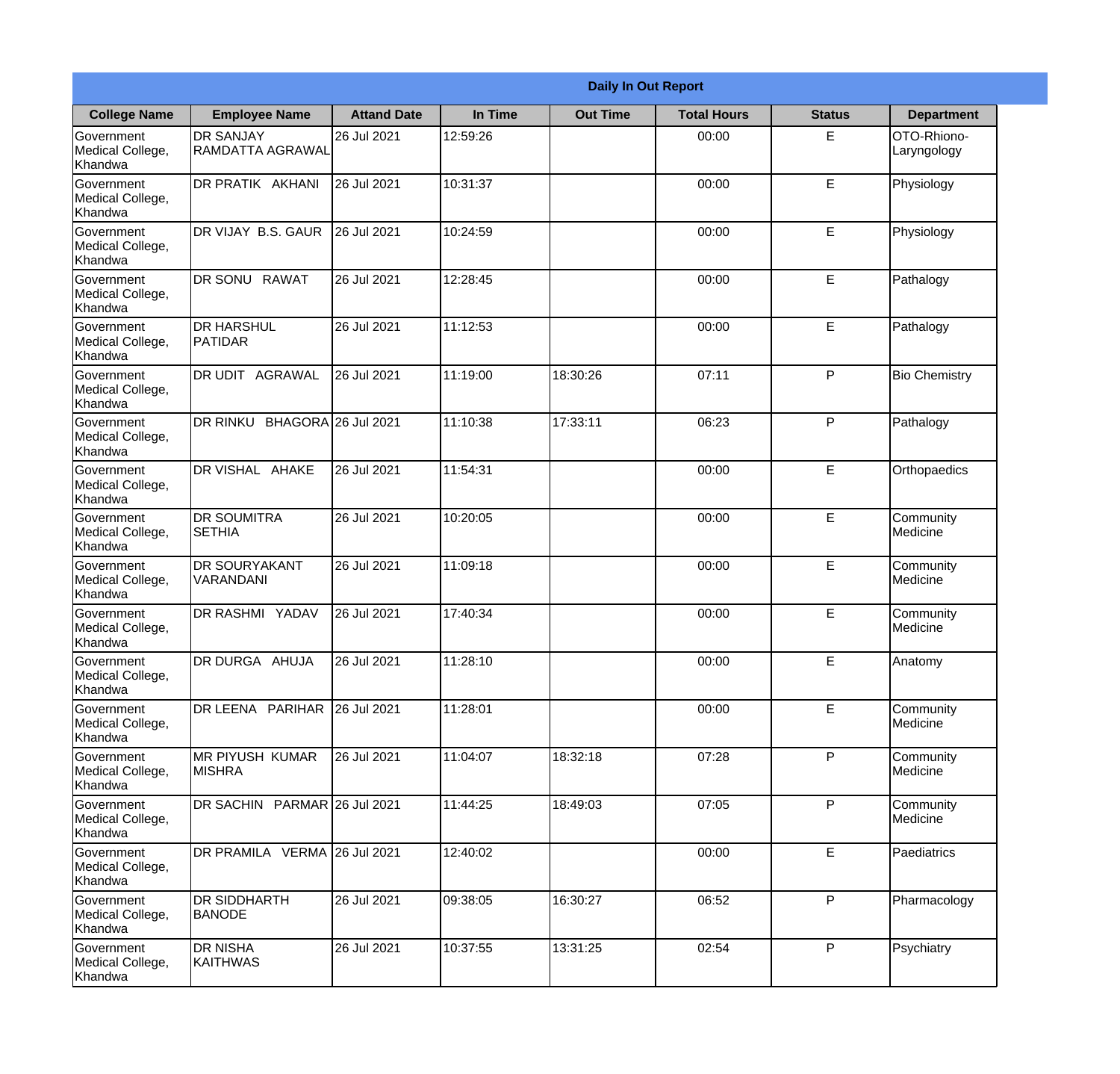## Daily In Out Report

| College Name | Employee Name | Attand Date | In Time | Out Time | Total Hours | Status | Department |
|---|---|---|---|---|---|---|---|
| Government Medical College, Khandwa | DR SANJAY RAMDATTA AGRAWAL | 26 Jul 2021 | 12:59:26 | | 00:00 | E | OTO-Rhiono-Laryngology |
| Government Medical College, Khandwa | DR PRATIK AKHANI | 26 Jul 2021 | 10:31:37 | | 00:00 | E | Physiology |
| Government Medical College, Khandwa | DR VIJAY B.S. GAUR | 26 Jul 2021 | 10:24:59 | | 00:00 | E | Physiology |
| Government Medical College, Khandwa | DR SONU RAWAT | 26 Jul 2021 | 12:28:45 | | 00:00 | E | Pathalogy |
| Government Medical College, Khandwa | DR HARSHUL PATIDAR | 26 Jul 2021 | 11:12:53 | | 00:00 | E | Pathalogy |
| Government Medical College, Khandwa | DR UDIT AGRAWAL | 26 Jul 2021 | 11:19:00 | 18:30:26 | 07:11 | P | Bio Chemistry |
| Government Medical College, Khandwa | DR RINKU BHAGORA | 26 Jul 2021 | 11:10:38 | 17:33:11 | 06:23 | P | Pathalogy |
| Government Medical College, Khandwa | DR VISHAL AHAKE | 26 Jul 2021 | 11:54:31 | | 00:00 | E | Orthopaedics |
| Government Medical College, Khandwa | DR SOUMITRA SETHIA | 26 Jul 2021 | 10:20:05 | | 00:00 | E | Community Medicine |
| Government Medical College, Khandwa | DR SOURYAKANT VARANDANI | 26 Jul 2021 | 11:09:18 | | 00:00 | E | Community Medicine |
| Government Medical College, Khandwa | DR RASHMI YADAV | 26 Jul 2021 | 17:40:34 | | 00:00 | E | Community Medicine |
| Government Medical College, Khandwa | DR DURGA AHUJA | 26 Jul 2021 | 11:28:10 | | 00:00 | E | Anatomy |
| Government Medical College, Khandwa | DR LEENA PARIHAR | 26 Jul 2021 | 11:28:01 | | 00:00 | E | Community Medicine |
| Government Medical College, Khandwa | MR PIYUSH KUMAR MISHRA | 26 Jul 2021 | 11:04:07 | 18:32:18 | 07:28 | P | Community Medicine |
| Government Medical College, Khandwa | DR SACHIN PARMAR | 26 Jul 2021 | 11:44:25 | 18:49:03 | 07:05 | P | Community Medicine |
| Government Medical College, Khandwa | DR PRAMILA VERMA | 26 Jul 2021 | 12:40:02 | | 00:00 | E | Paediatrics |
| Government Medical College, Khandwa | DR SIDDHARTH BANODE | 26 Jul 2021 | 09:38:05 | 16:30:27 | 06:52 | P | Pharmacology |
| Government Medical College, Khandwa | DR NISHA KAITHWAS | 26 Jul 2021 | 10:37:55 | 13:31:25 | 02:54 | P | Psychiatry |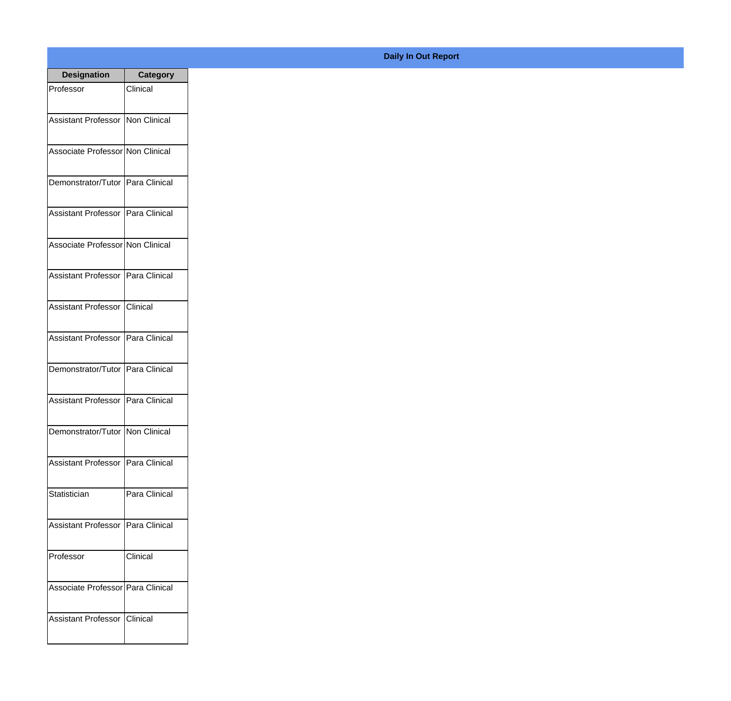**Daily In Out Report**

| Designation | Category |
| --- | --- |
| Professor | Clinical |
| Assistant Professor | Non Clinical |
| Associate Professor | Non Clinical |
| Demonstrator/Tutor | Para Clinical |
| Assistant Professor | Para Clinical |
| Associate Professor | Non Clinical |
| Assistant Professor | Para Clinical |
| Assistant Professor | Clinical |
| Assistant Professor | Para Clinical |
| Demonstrator/Tutor | Para Clinical |
| Assistant Professor | Para Clinical |
| Demonstrator/Tutor | Non Clinical |
| Assistant Professor | Para Clinical |
| Statistician | Para Clinical |
| Assistant Professor | Para Clinical |
| Professor | Clinical |
| Associate Professor | Para Clinical |
| Assistant Professor | Clinical |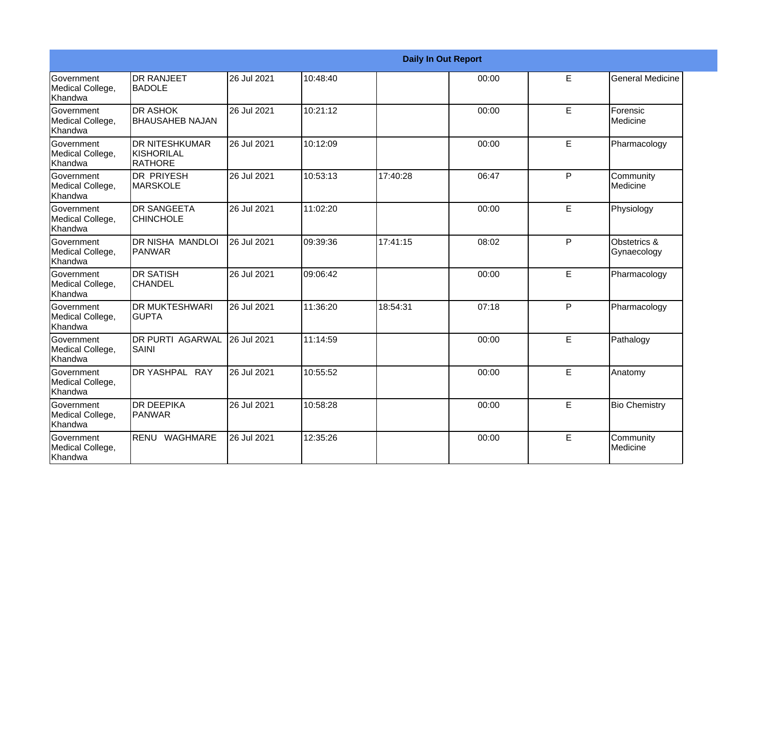**Daily In Out Report**

| | | | | | | | |
|---|---|---|---|---|---|---|---|
| Government Medical College, Khandwa | DR RANJEET BADOLE | 26 Jul 2021 | 10:48:40 | | 00:00 | E | General Medicine |
| Government Medical College, Khandwa | DR ASHOK BHAUSAHEB NAJAN | 26 Jul 2021 | 10:21:12 | | 00:00 | E | Forensic Medicine |
| Government Medical College, Khandwa | DR NITESHKUMAR KISHORILAL RATHORE | 26 Jul 2021 | 10:12:09 | | 00:00 | E | Pharmacology |
| Government Medical College, Khandwa | DR PRIYESH MARSKOLE | 26 Jul 2021 | 10:53:13 | 17:40:28 | 06:47 | P | Community Medicine |
| Government Medical College, Khandwa | DR SANGEETA CHINCHOLE | 26 Jul 2021 | 11:02:20 | | 00:00 | E | Physiology |
| Government Medical College, Khandwa | DR NISHA MANDLOI PANWAR | 26 Jul 2021 | 09:39:36 | 17:41:15 | 08:02 | P | Obstetrics & Gynaecology |
| Government Medical College, Khandwa | DR SATISH CHANDEL | 26 Jul 2021 | 09:06:42 | | 00:00 | E | Pharmacology |
| Government Medical College, Khandwa | DR MUKTESHWARI GUPTA | 26 Jul 2021 | 11:36:20 | 18:54:31 | 07:18 | P | Pharmacology |
| Government Medical College, Khandwa | DR PURTI AGARWAL SAINI | 26 Jul 2021 | 11:14:59 | | 00:00 | E | Pathalogy |
| Government Medical College, Khandwa | DR YASHPAL RAY | 26 Jul 2021 | 10:55:52 | | 00:00 | E | Anatomy |
| Government Medical College, Khandwa | DR DEEPIKA PANWAR | 26 Jul 2021 | 10:58:28 | | 00:00 | E | Bio Chemistry |
| Government Medical College, Khandwa | RENU WAGHMARE | 26 Jul 2021 | 12:35:26 | | 00:00 | E | Community Medicine |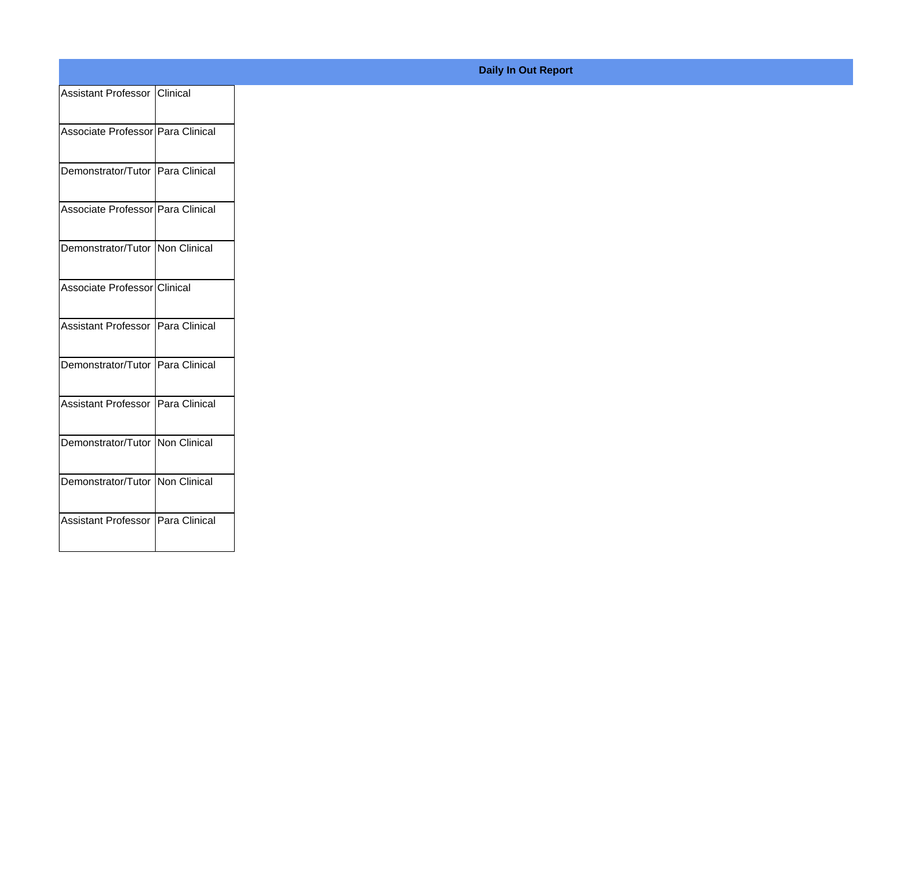**Daily In Out Report**

| | |
|---|---|
| Assistant Professor | Clinical |
| Associate Professor | Para Clinical |
| Demonstrator/Tutor | Para Clinical |
| Associate Professor | Para Clinical |
| Demonstrator/Tutor | Non Clinical |
| Associate Professor | Clinical |
| Assistant Professor | Para Clinical |
| Demonstrator/Tutor | Para Clinical |
| Assistant Professor | Para Clinical |
| Demonstrator/Tutor | Non Clinical |
| Demonstrator/Tutor | Non Clinical |
| Assistant Professor | Para Clinical |